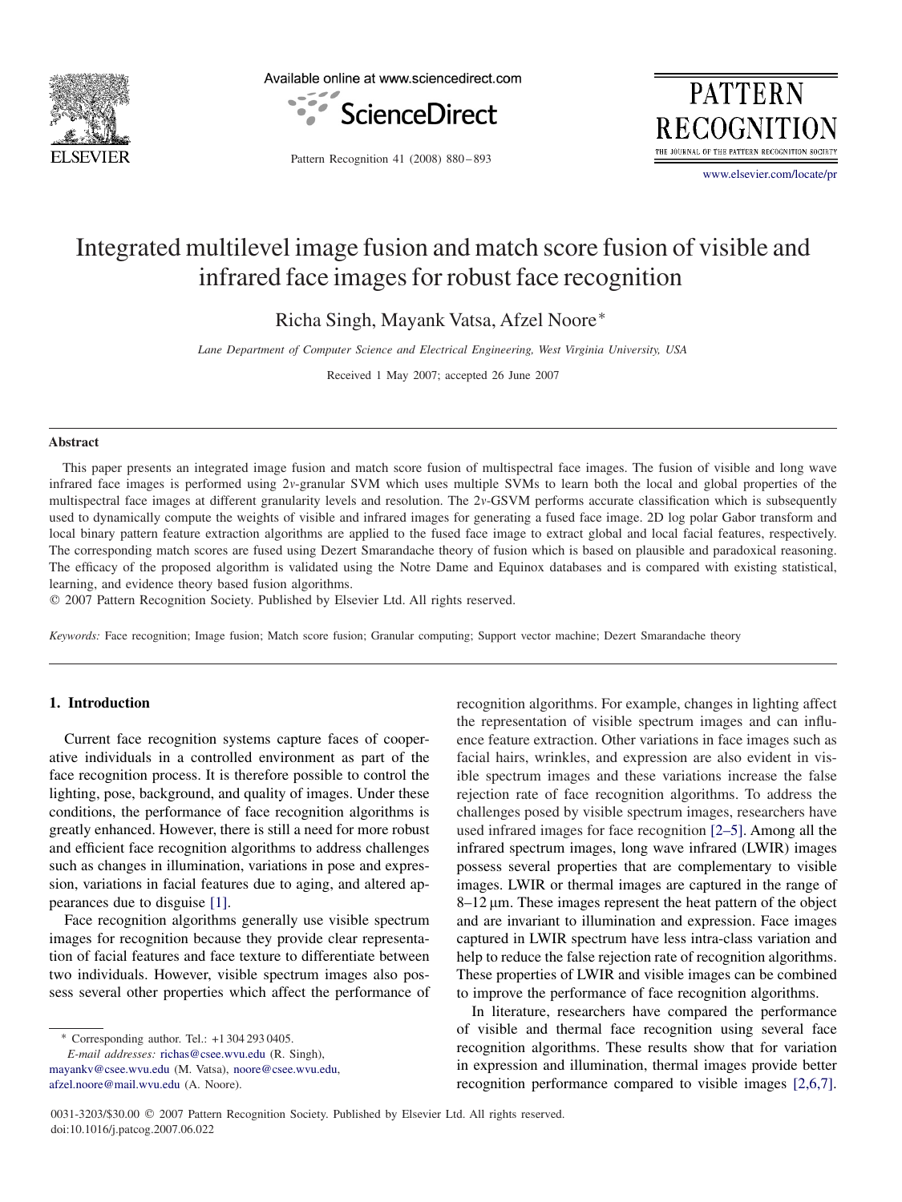# Integrated multilevel image fusion and match score fusion of visible and infrared face images for robust face recognition

Richa Singh, Mayank Vatsa, Afzel Noore*

*Lane Department of Computer Science and Electrical Engineering, West Virginia University, USA*

Received 1 May 2007; accepted 26 June 2007

## Abstract

This paper presents an integrated image fusion and match score fusion of multispectral face images. The fusion of visible and long wave infrared face images is performed using $2\nu$-granular SVM which uses multiple SVMs to learn both the local and global properties of the multispectral face images at different granularity levels and resolution. The $2\nu$-GSVM performs accurate classification which is subsequently used to dynamically compute the weights of visible and infrared images for generating a fused face image. 2D log polar Gabor transform and local binary pattern feature extraction algorithms are applied to the fused face image to extract global and local facial features, respectively. The corresponding match scores are fused using Dezert Smarandache theory of fusion which is based on plausible and paradoxical reasoning. The efficacy of the proposed algorithm is validated using the Notre Dame and Equinox databases and is compared with existing statistical, learning, and evidence theory based fusion algorithms.

© 2007 Pattern Recognition Society. Published by Elsevier Ltd. All rights reserved.

*Keywords:* Face recognition; Image fusion; Match score fusion; Granular computing; Support vector machine; Dezert Smarandache theory

## 1. Introduction

Current face recognition systems capture faces of cooperative individuals in a controlled environment as part of the face recognition process. It is therefore possible to control the lighting, pose, background, and quality of images. Under these conditions, the performance of face recognition algorithms is greatly enhanced. However, there is still a need for more robust and efficient face recognition algorithms to address challenges such as changes in illumination, variations in pose and expression, variations in facial features due to aging, and altered appearances due to disguise [1].

Face recognition algorithms generally use visible spectrum images for recognition because they provide clear representation of facial features and face texture to differentiate between two individuals. However, visible spectrum images also possess several other properties which affect the performance of recognition algorithms. For example, changes in lighting affect the representation of visible spectrum images and can influence feature extraction. Other variations in face images such as facial hairs, wrinkles, and expression are also evident in visible spectrum images and these variations increase the false rejection rate of face recognition algorithms. To address the challenges posed by visible spectrum images, researchers have used infrared images for face recognition [2–5]. Among all the infrared spectrum images, long wave infrared (LWIR) images possess several properties that are complementary to visible images. LWIR or thermal images are captured in the range of 8–12 μm. These images represent the heat pattern of the object and are invariant to illumination and expression. Face images captured in LWIR spectrum have less intra-class variation and help to reduce the false rejection rate of recognition algorithms. These properties of LWIR and visible images can be combined to improve the performance of face recognition algorithms.

In literature, researchers have compared the performance of visible and thermal face recognition using several face recognition algorithms. These results show that for variation in expression and illumination, thermal images provide better recognition performance compared to visible images [2,6,7].

* Corresponding author. Tel.: +1 304 293 0405.
*E-mail addresses:* richas@csee.wvu.edu (R. Singh), mayankv@csee.wvu.edu (M. Vatsa), noore@csee.wvu.edu, afzel.noore@mail.wvu.edu (A. Noore).

0031-3203/$30.00 © 2007 Pattern Recognition Society. Published by Elsevier Ltd. All rights reserved.
doi:10.1016/j.patcog.2007.06.022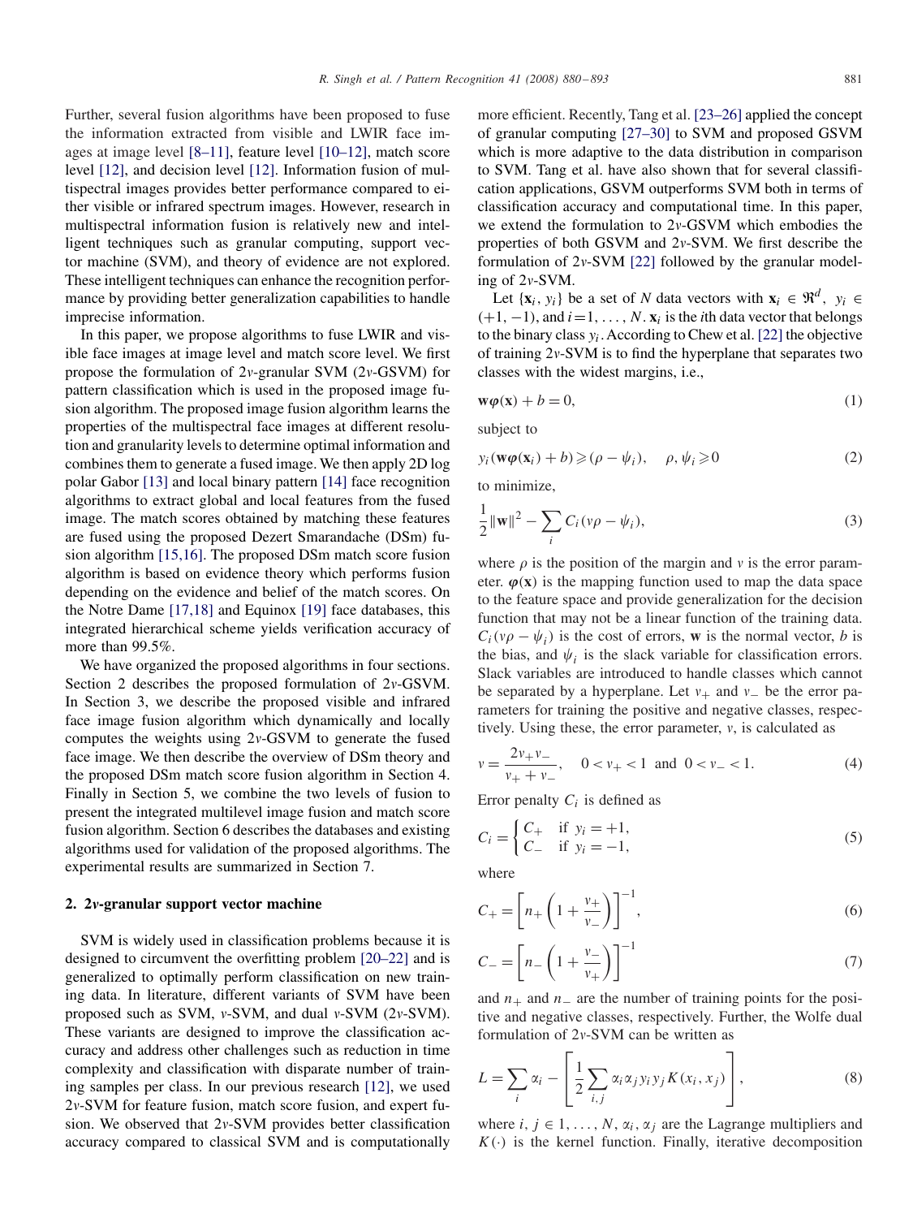Further, several fusion algorithms have been proposed to fuse the information extracted from visible and LWIR face images at image level [8–11], feature level [10–12], match score level [12], and decision level [12]. Information fusion of multispectral images provides better performance compared to either visible or infrared spectrum images. However, research in multispectral information fusion is relatively new and intelligent techniques such as granular computing, support vector machine (SVM), and theory of evidence are not explored. These intelligent techniques can enhance the recognition performance by providing better generalization capabilities to handle imprecise information.

In this paper, we propose algorithms to fuse LWIR and visible face images at image level and match score level. We first propose the formulation of 2$v$-granular SVM (2$v$-GSVM) for pattern classification which is used in the proposed image fusion algorithm. The proposed image fusion algorithm learns the properties of the multispectral face images at different resolution and granularity levels to determine optimal information and combines them to generate a fused image. We then apply 2D log polar Gabor [13] and local binary pattern [14] face recognition algorithms to extract global and local features from the fused image. The match scores obtained by matching these features are fused using the proposed Dezert Smarandache (DSm) fusion algorithm [15,16]. The proposed DSm match score fusion algorithm is based on evidence theory which performs fusion depending on the evidence and belief of the match scores. On the Notre Dame [17,18] and Equinox [19] face databases, this integrated hierarchical scheme yields verification accuracy of more than 99.5%.

We have organized the proposed algorithms in four sections. Section 2 describes the proposed formulation of 2$v$-GSVM. In Section 3, we describe the proposed visible and infrared face image fusion algorithm which dynamically and locally computes the weights using 2$v$-GSVM to generate the fused face image. We then describe the overview of DSm theory and the proposed DSm match score fusion algorithm in Section 4. Finally in Section 5, we combine the two levels of fusion to present the integrated multilevel image fusion and match score fusion algorithm. Section 6 describes the databases and existing algorithms used for validation of the proposed algorithms. The experimental results are summarized in Section 7.

## 2. 2$v$-granular support vector machine

SVM is widely used in classification problems because it is designed to circumvent the overfitting problem [20–22] and is generalized to optimally perform classification on new training data. In literature, different variants of SVM have been proposed such as SVM, $v$-SVM, and dual $v$-SVM (2$v$-SVM). These variants are designed to improve the classification accuracy and address other challenges such as reduction in time complexity and classification with disparate number of training samples per class. In our previous research [12], we used 2$v$-SVM for feature fusion, match score fusion, and expert fusion. We observed that 2$v$-SVM provides better classification accuracy compared to classical SVM and is computationally more efficient. Recently, Tang et al. [23–26] applied the concept of granular computing [27–30] to SVM and proposed GSVM which is more adaptive to the data distribution in comparison to SVM. Tang et al. have also shown that for several classification applications, GSVM outperforms SVM both in terms of classification accuracy and computational time. In this paper, we extend the formulation to 2$v$-GSVM which embodies the properties of both GSVM and 2$v$-SVM. We first describe the formulation of 2$v$-SVM [22] followed by the granular modeling of 2$v$-SVM.

Let $\{\mathbf{x}_i, y_i\}$ be a set of $N$ data vectors with $\mathbf{x}_i \in \Re^d$, $y_i \in (+1, -1)$, and $i = 1, \ldots, N$. $\mathbf{x}_i$ is the $i$th data vector that belongs to the binary class $y_i$. According to Chew et al. [22] the objective of training 2$v$-SVM is to find the hyperplane that separates two classes with the widest margins, i.e.,

$$\mathbf{w}\boldsymbol{\varphi}(\mathbf{x}) + b = 0, \tag{1}$$

subject to

$$y_i(\mathbf{w}\boldsymbol{\varphi}(\mathbf{x}_i) + b) \geqslant (\rho - \psi_i), \quad \rho, \psi_i \geqslant 0 \tag{2}$$

to minimize,

$$\frac{1}{2}\|\mathbf{w}\|^2 - \sum_i C_i(v\rho - \psi_i), \tag{3}$$

where $\rho$ is the position of the margin and $v$ is the error parameter. $\boldsymbol{\varphi}(\mathbf{x})$ is the mapping function used to map the data space to the feature space and provide generalization for the decision function that may not be a linear function of the training data. $C_i(v\rho - \psi_i)$ is the cost of errors, $\mathbf{w}$ is the normal vector, $b$ is the bias, and $\psi_i$ is the slack variable for classification errors. Slack variables are introduced to handle classes which cannot be separated by a hyperplane. Let $v_+$ and $v_-$ be the error parameters for training the positive and negative classes, respectively. Using these, the error parameter, $v$, is calculated as

$$v = \frac{2v_+v_-}{v_+ + v_-}, \quad 0 < v_+ < 1 \text{ and } 0 < v_- < 1. \tag{4}$$

Error penalty $C_i$ is defined as

$$C_i = \begin{cases} C_+ & \text{if } y_i = +1, \\ C_- & \text{if } y_i = -1, \end{cases} \tag{5}$$

where

$$C_+ = \left[n_+\left(1 + \frac{v_+}{v_-}\right)\right]^{-1}, \tag{6}$$

$$C_- = \left[n_-\left(1 + \frac{v_-}{v_+}\right)\right]^{-1} \tag{7}$$

and $n_+$ and $n_-$ are the number of training points for the positive and negative classes, respectively. Further, the Wolfe dual formulation of 2$v$-SVM can be written as

$$L = \sum_i \alpha_i - \left[\frac{1}{2}\sum_{i,j}\alpha_i\alpha_j y_i y_j K(x_i, x_j)\right], \tag{8}$$

where $i, j \in 1, \ldots, N$, $\alpha_i, \alpha_j$ are the Lagrange multipliers and $K(\cdot)$ is the kernel function. Finally, iterative decomposition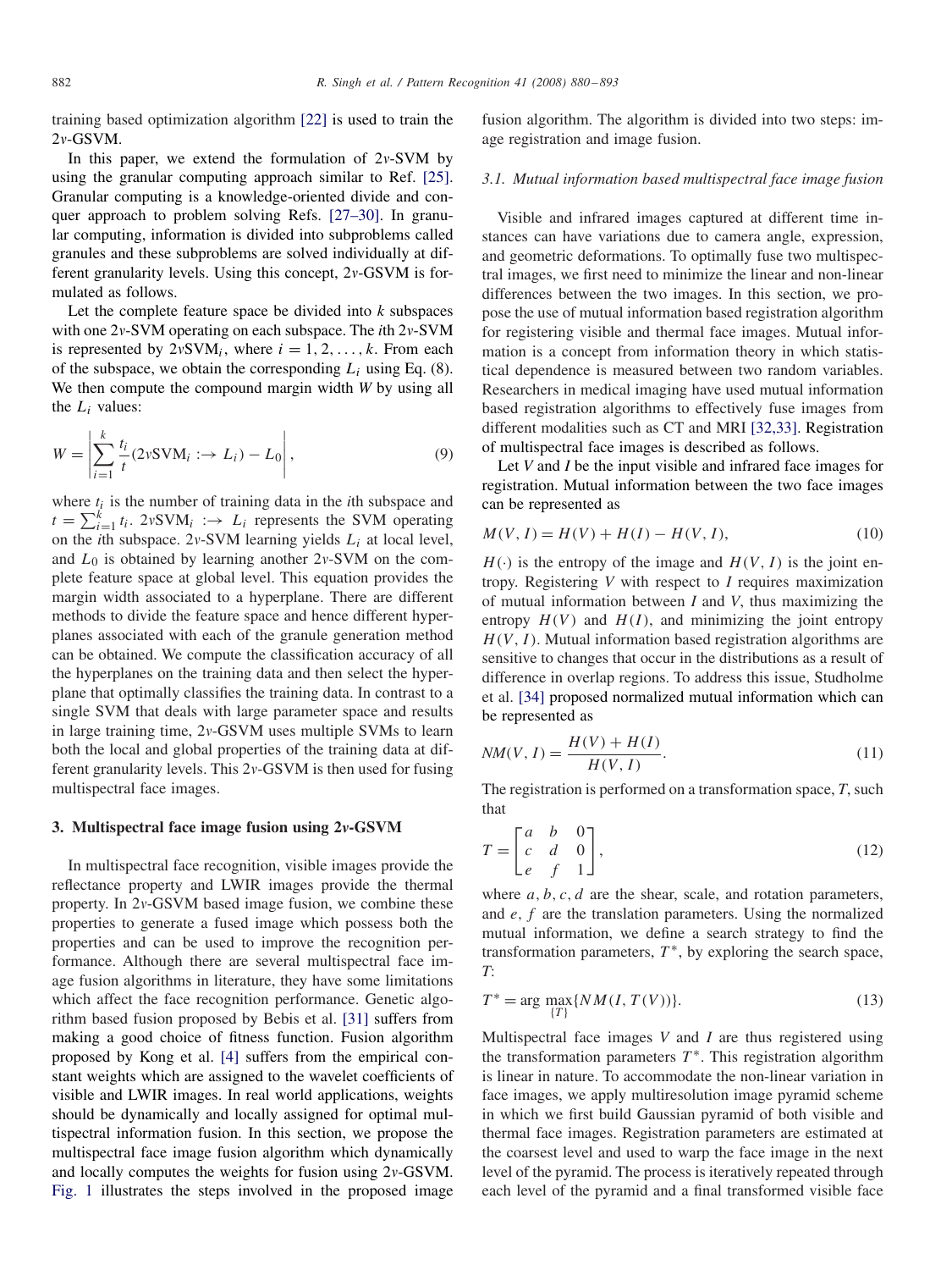training based optimization algorithm [22] is used to train the 2$\nu$-GSVM.

In this paper, we extend the formulation of 2$\nu$-SVM by using the granular computing approach similar to Ref. [25]. Granular computing is a knowledge-oriented divide and conquer approach to problem solving Refs. [27–30]. In granular computing, information is divided into subproblems called granules and these subproblems are solved individually at different granularity levels. Using this concept, 2$\nu$-GSVM is formulated as follows.

Let the complete feature space be divided into $k$ subspaces with one 2$\nu$-SVM operating on each subspace. The $i$th 2$\nu$-SVM is represented by $2\nu\text{SVM}_i$, where $i = 1, 2, \ldots, k$. From each of the subspace, we obtain the corresponding $L_i$ using Eq. (8). We then compute the compound margin width $W$ by using all the $L_i$ values:

$$W = \left| \sum_{i=1}^{k} \frac{t_i}{t} (2\nu\text{SVM}_i :\rightarrow L_i) - L_0 \right|, \tag{9}$$

where $t_i$ is the number of training data in the $i$th subspace and $t = \sum_{i=1}^{k} t_i$. $2\nu\text{SVM}_i :\rightarrow L_i$ represents the SVM operating on the $i$th subspace. 2$\nu$-SVM learning yields $L_i$ at local level, and $L_0$ is obtained by learning another 2$\nu$-SVM on the complete feature space at global level. This equation provides the margin width associated to a hyperplane. There are different methods to divide the feature space and hence different hyperplanes associated with each of the granule generation method can be obtained. We compute the classification accuracy of all the hyperplanes on the training data and then select the hyperplane that optimally classifies the training data. In contrast to a single SVM that deals with large parameter space and results in large training time, 2$\nu$-GSVM uses multiple SVMs to learn both the local and global properties of the training data at different granularity levels. This 2$\nu$-GSVM is then used for fusing multispectral face images.

## 3. Multispectral face image fusion using 2$\nu$-GSVM

In multispectral face recognition, visible images provide the reflectance property and LWIR images provide the thermal property. In 2$\nu$-GSVM based image fusion, we combine these properties to generate a fused image which possess both the properties and can be used to improve the recognition performance. Although there are several multispectral face image fusion algorithms in literature, they have some limitations which affect the face recognition performance. Genetic algorithm based fusion proposed by Bebis et al. [31] suffers from making a good choice of fitness function. Fusion algorithm proposed by Kong et al. [4] suffers from the empirical constant weights which are assigned to the wavelet coefficients of visible and LWIR images. In real world applications, weights should be dynamically and locally assigned for optimal multispectral information fusion. In this section, we propose the multispectral face image fusion algorithm which dynamically and locally computes the weights for fusion using 2$\nu$-GSVM. Fig. 1 illustrates the steps involved in the proposed image fusion algorithm. The algorithm is divided into two steps: image registration and image fusion.

### 3.1. Mutual information based multispectral face image fusion

Visible and infrared images captured at different time instances can have variations due to camera angle, expression, and geometric deformations. To optimally fuse two multispectral images, we first need to minimize the linear and non-linear differences between the two images. In this section, we propose the use of mutual information based registration algorithm for registering visible and thermal face images. Mutual information is a concept from information theory in which statistical dependence is measured between two random variables. Researchers in medical imaging have used mutual information based registration algorithms to effectively fuse images from different modalities such as CT and MRI [32,33]. Registration of multispectral face images is described as follows.

Let $V$ and $I$ be the input visible and infrared face images for registration. Mutual information between the two face images can be represented as

$$M(V, I) = H(V) + H(I) - H(V, I), \tag{10}$$

$H(\cdot)$ is the entropy of the image and $H(V, I)$ is the joint entropy. Registering $V$ with respect to $I$ requires maximization of mutual information between $I$ and $V$, thus maximizing the entropy $H(V)$ and $H(I)$, and minimizing the joint entropy $H(V, I)$. Mutual information based registration algorithms are sensitive to changes that occur in the distributions as a result of difference in overlap regions. To address this issue, Studholme et al. [34] proposed normalized mutual information which can be represented as

$$NM(V, I) = \frac{H(V) + H(I)}{H(V, I)}. \tag{11}$$

The registration is performed on a transformation space, $T$, such that

$$T = \begin{bmatrix} a & b & 0 \\ c & d & 0 \\ e & f & 1 \end{bmatrix}, \tag{12}$$

where $a, b, c, d$ are the shear, scale, and rotation parameters, and $e, f$ are the translation parameters. Using the normalized mutual information, we define a search strategy to find the transformation parameters, $T^*$, by exploring the search space, $T$:

$$T^* = \arg \max_{\{T\}} \{NM(I, T(V))\}. \tag{13}$$

Multispectral face images $V$ and $I$ are thus registered using the transformation parameters $T^*$. This registration algorithm is linear in nature. To accommodate the non-linear variation in face images, we apply multiresolution image pyramid scheme in which we first build Gaussian pyramid of both visible and thermal face images. Registration parameters are estimated at the coarsest level and used to warp the face image in the next level of the pyramid. The process is iteratively repeated through each level of the pyramid and a final transformed visible face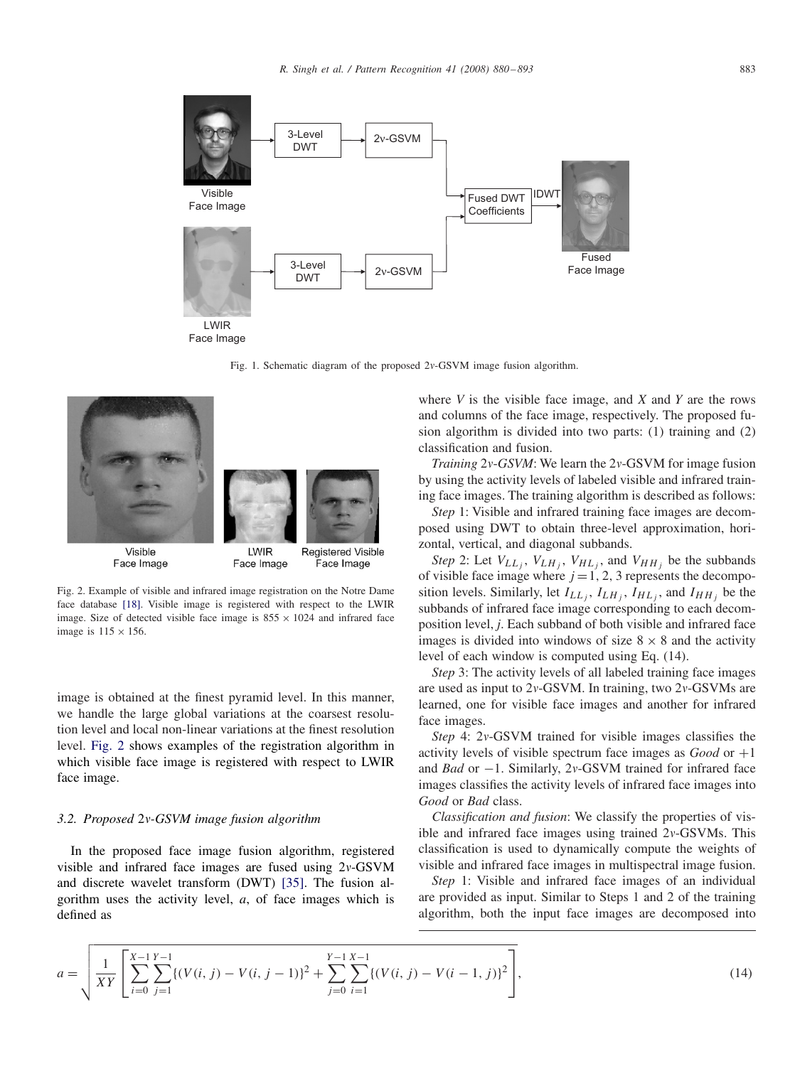Fig. 1. Schematic diagram of the proposed 2$\nu$-GSVM image fusion algorithm.

Fig. 2. Example of visible and infrared image registration on the Notre Dame face database [18]. Visible image is registered with respect to the LWIR image. Size of detected visible face image is 855 × 1024 and infrared face image is 115 × 156.

image is obtained at the finest pyramid level. In this manner, we handle the large global variations at the coarsest resolution level and local non-linear variations at the finest resolution level. Fig. 2 shows examples of the registration algorithm in which visible face image is registered with respect to LWIR face image.

### 3.2. Proposed 2$\nu$-GSVM image fusion algorithm

In the proposed face image fusion algorithm, registered visible and infrared face images are fused using 2$\nu$-GSVM and discrete wavelet transform (DWT) [35]. The fusion algorithm uses the activity level, $a$, of face images which is defined as

$$a = \sqrt{\frac{1}{XY}\left[\sum_{i=0}^{X-1}\sum_{j=1}^{Y-1}\{(V(i,j) - V(i,j-1)\}^2 + \sum_{j=0}^{Y-1}\sum_{i=1}^{X-1}\{(V(i,j) - V(i-1,j)\}^2\right]}, \tag{14}$$

where $V$ is the visible face image, and $X$ and $Y$ are the rows and columns of the face image, respectively. The proposed fusion algorithm is divided into two parts: (1) training and (2) classification and fusion.

*Training 2$\nu$-GSVM*: We learn the 2$\nu$-GSVM for image fusion by using the activity levels of labeled visible and infrared training face images. The training algorithm is described as follows:

*Step* 1: Visible and infrared training face images are decomposed using DWT to obtain three-level approximation, horizontal, vertical, and diagonal subbands.

*Step* 2: Let $V_{LL_j}$, $V_{LH_j}$, $V_{HL_j}$, and $V_{HH_j}$ be the subbands of visible face image where $j = 1, 2, 3$ represents the decomposition levels. Similarly, let $I_{LL_j}$, $I_{LH_j}$, $I_{HL_j}$, and $I_{HH_j}$ be the subbands of infrared face image corresponding to each decomposition level, $j$. Each subband of both visible and infrared face images is divided into windows of size 8 × 8 and the activity level of each window is computed using Eq. (14).

*Step* 3: The activity levels of all labeled training face images are used as input to 2$\nu$-GSVM. In training, two 2$\nu$-GSVMs are learned, one for visible face images and another for infrared face images.

*Step* 4: 2$\nu$-GSVM trained for visible images classifies the activity levels of visible spectrum face images as *Good* or +1 and *Bad* or −1. Similarly, 2$\nu$-GSVM trained for infrared face images classifies the activity levels of infrared face images into *Good* or *Bad* class.

*Classification and fusion*: We classify the properties of visible and infrared face images using trained 2$\nu$-GSVMs. This classification is used to dynamically compute the weights of visible and infrared face images in multispectral image fusion.

*Step* 1: Visible and infrared face images of an individual are provided as input. Similar to Steps 1 and 2 of the training algorithm, both the input face images are decomposed into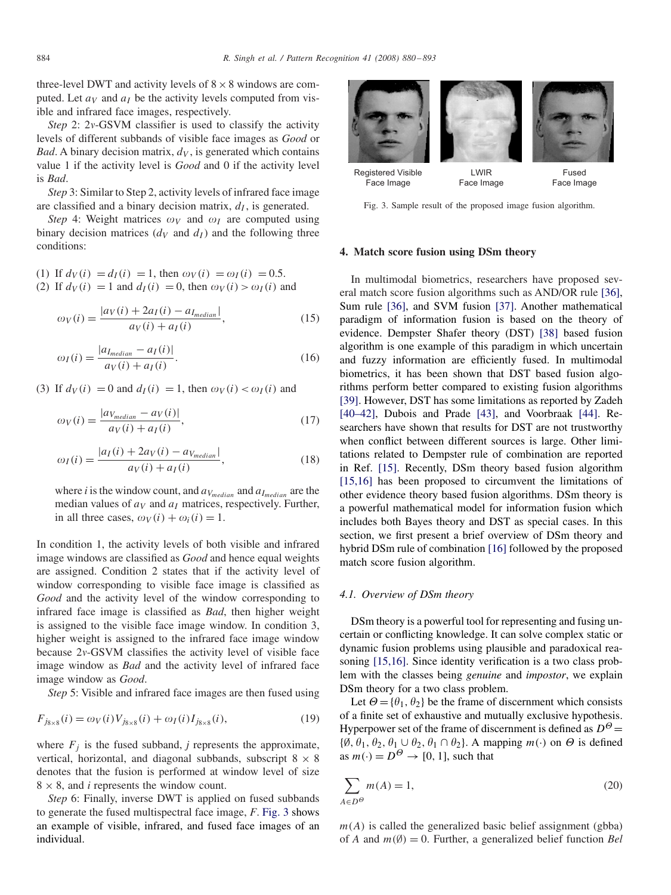three-level DWT and activity levels of $8 \times 8$ windows are computed. Let $a_V$ and $a_I$ be the activity levels computed from visible and infrared face images, respectively.

*Step* 2: $2\nu$-GSVM classifier is used to classify the activity levels of different subbands of visible face images as *Good* or *Bad*. A binary decision matrix, $d_V$, is generated which contains value 1 if the activity level is *Good* and 0 if the activity level is *Bad*.

*Step* 3: Similar to Step 2, activity levels of infrared face image are classified and a binary decision matrix, $d_I$, is generated.

*Step* 4: Weight matrices $\omega_V$ and $\omega_I$ are computed using binary decision matrices ($d_V$ and $d_I$) and the following three conditions:

(1) If $d_V(i) = d_I(i) = 1$, then $\omega_V(i) = \omega_I(i) = 0.5$.
(2) If $d_V(i) = 1$ and $d_I(i) = 0$, then $\omega_V(i) > \omega_I(i)$ and

$$\omega_V(i) = \frac{|a_V(i) + 2a_I(i) - a_{I_{median}}|}{a_V(i) + a_I(i)}, \tag{15}$$

$$\omega_I(i) = \frac{|a_{I_{median}} - a_I(i)|}{a_V(i) + a_I(i)}. \tag{16}$$

(3) If $d_V(i) = 0$ and $d_I(i) = 1$, then $\omega_V(i) < \omega_I(i)$ and

$$\omega_V(i) = \frac{|a_{V_{median}} - a_V(i)|}{a_V(i) + a_I(i)}, \tag{17}$$

$$\omega_I(i) = \frac{|a_I(i) + 2a_V(i) - a_{V_{median}}|}{a_V(i) + a_I(i)}, \tag{18}$$

where $i$ is the window count, and $a_{V_{median}}$ and $a_{I_{median}}$ are the median values of $a_V$ and $a_I$ matrices, respectively. Further, in all three cases, $\omega_V(i) + \omega_i(i) = 1$.

In condition 1, the activity levels of both visible and infrared image windows are classified as *Good* and hence equal weights are assigned. Condition 2 states that if the activity level of window corresponding to visible face image is classified as *Good* and the activity level of the window corresponding to infrared face image is classified as *Bad*, then higher weight is assigned to the visible face image window. In condition 3, higher weight is assigned to the infrared face image window because $2\nu$-GSVM classifies the activity level of visible face image window as *Bad* and the activity level of infrared face image window as *Good*.

*Step* 5: Visible and infrared face images are then fused using

$$F_{j_{8\times 8}}(i) = \omega_V(i) V_{j_{8\times 8}}(i) + \omega_I(i) I_{j_{8\times 8}}(i), \tag{19}$$

where $F_j$ is the fused subband, $j$ represents the approximate, vertical, horizontal, and diagonal subbands, subscript $8 \times 8$ denotes that the fusion is performed at window level of size $8 \times 8$, and $i$ represents the window count.

*Step* 6: Finally, inverse DWT is applied on fused subbands to generate the fused multispectral face image, $F$. Fig. 3 shows an example of visible, infrared, and fused face images of an individual.

Registered Visible Face Image | LWIR Face Image | Fused Face Image

Fig. 3. Sample result of the proposed image fusion algorithm.

## 4. Match score fusion using DSm theory

In multimodal biometrics, researchers have proposed several match score fusion algorithms such as AND/OR rule [36], Sum rule [36], and SVM fusion [37]. Another mathematical paradigm of information fusion is based on the theory of evidence. Dempster Shafer theory (DST) [38] based fusion algorithm is one example of this paradigm in which uncertain and fuzzy information are efficiently fused. In multimodal biometrics, it has been shown that DST based fusion algorithms perform better compared to existing fusion algorithms [39]. However, DST has some limitations as reported by Zadeh [40–42], Dubois and Prade [43], and Voorbraak [44]. Researchers have shown that results for DST are not trustworthy when conflict between different sources is large. Other limitations related to Dempster rule of combination are reported in Ref. [15]. Recently, DSm theory based fusion algorithm [15,16] has been proposed to circumvent the limitations of other evidence theory based fusion algorithms. DSm theory is a powerful mathematical model for information fusion which includes both Bayes theory and DST as special cases. In this section, we first present a brief overview of DSm theory and hybrid DSm rule of combination [16] followed by the proposed match score fusion algorithm.

### 4.1. Overview of DSm theory

DSm theory is a powerful tool for representing and fusing uncertain or conflicting knowledge. It can solve complex static or dynamic fusion problems using plausible and paradoxical reasoning [15,16]. Since identity verification is a two class problem with the classes being *genuine* and *impostor*, we explain DSm theory for a two class problem.

Let $\Theta = \{\theta_1, \theta_2\}$ be the frame of discernment which consists of a finite set of exhaustive and mutually exclusive hypothesis. Hyperpower set of the frame of discernment is defined as $D^\Theta = \{\emptyset, \theta_1, \theta_2, \theta_1 \cup \theta_2, \theta_1 \cap \theta_2\}$. A mapping $m(\cdot)$ on $\Theta$ is defined as $m(\cdot) = D^\Theta \rightarrow [0, 1]$, such that

$$\sum_{A \in D^\Theta} m(A) = 1, \tag{20}$$

$m(A)$ is called the generalized basic belief assignment (gbba) of $A$ and $m(\emptyset) = 0$. Further, a generalized belief function *Bel*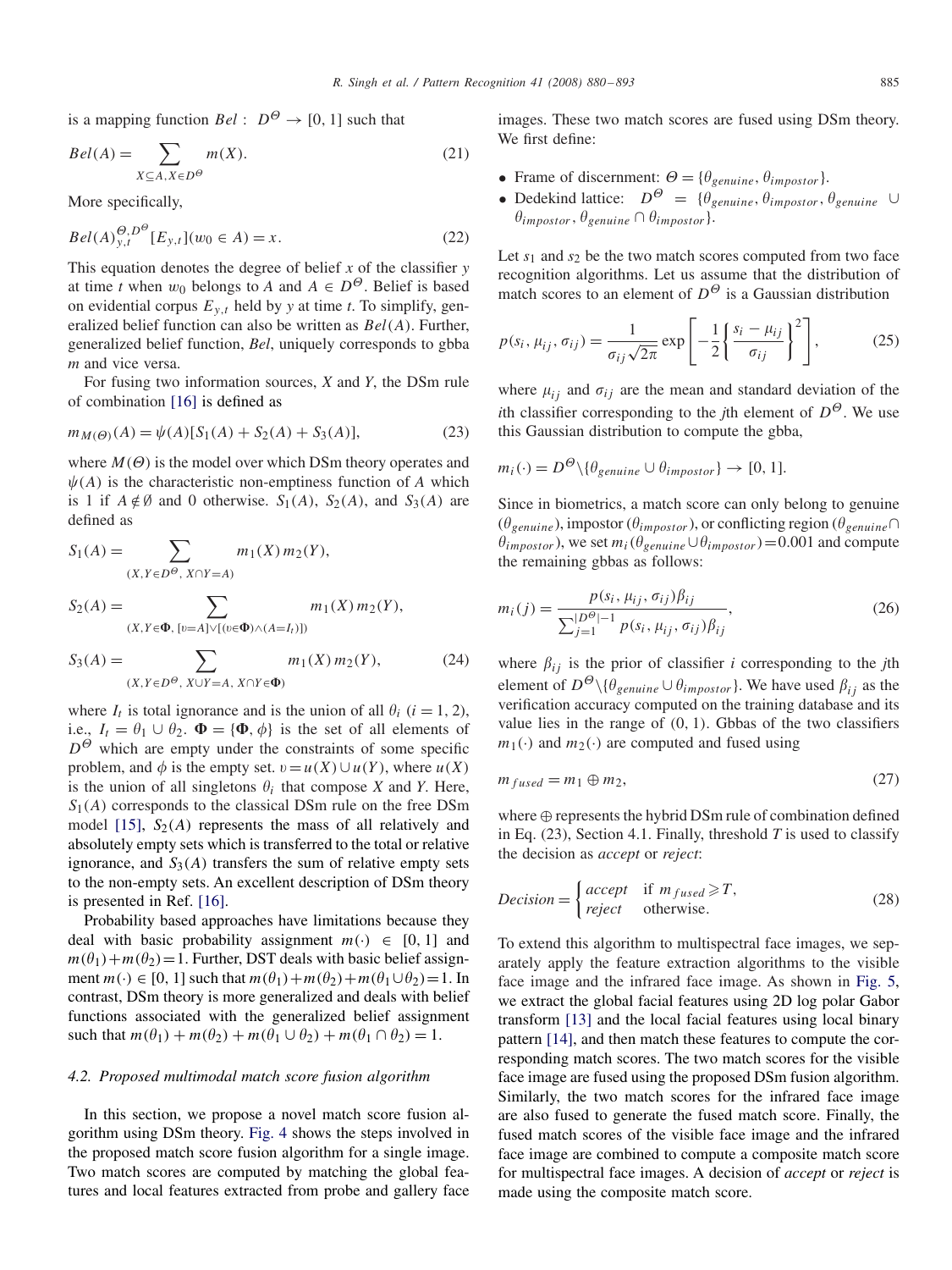is a mapping function $Bel: D^{\Theta} \rightarrow [0, 1]$ such that

$$Bel(A) = \sum_{X \subseteq A, X \in D^{\Theta}} m(X). \tag{21}$$

More specifically,

$$Bel(A)_{y,t}^{\Theta, D^{\Theta}}[E_{y,t}](w_0 \in A) = x. \tag{22}$$

This equation denotes the degree of belief $x$ of the classifier $y$ at time $t$ when $w_0$ belongs to $A$ and $A \in D^{\Theta}$. Belief is based on evidential corpus $E_{y,t}$ held by $y$ at time $t$. To simplify, generalized belief function can also be written as $Bel(A)$. Further, generalized belief function, $Bel$, uniquely corresponds to gbba $m$ and vice versa.

For fusing two information sources, $X$ and $Y$, the DSm rule of combination [16] is defined as

$$m_{M(\Theta)}(A) = \psi(A)[S_1(A) + S_2(A) + S_3(A)], \tag{23}$$

where $M(\Theta)$ is the model over which DSm theory operates and $\psi(A)$ is the characteristic non-emptiness function of $A$ which is 1 if $A \notin \emptyset$ and 0 otherwise. $S_1(A)$, $S_2(A)$, and $S_3(A)$ are defined as

$$S_1(A) = \sum_{(X, Y \in D^{\Theta},\ X \cap Y = A)} m_1(X)\, m_2(Y),$$

$$S_2(A) = \sum_{(X, Y \in \mathbf{\Phi},\ [\upsilon = A] \vee [(\upsilon \in \mathbf{\Phi}) \wedge (A = I_t)])} m_1(X)\, m_2(Y),$$

$$S_3(A) = \sum_{(X, Y \in D^{\Theta},\ X \cup Y = A,\ X \cap Y \in \mathbf{\Phi})} m_1(X)\, m_2(Y), \tag{24}$$

where $I_t$ is total ignorance and is the union of all $\theta_i$ ($i = 1, 2$), i.e., $I_t = \theta_1 \cup \theta_2$. $\mathbf{\Phi} = \{\mathbf{\Phi}, \phi\}$ is the set of all elements of $D^{\Theta}$ which are empty under the constraints of some specific problem, and $\phi$ is the empty set. $\upsilon = u(X) \cup u(Y)$, where $u(X)$ is the union of all singletons $\theta_i$ that compose $X$ and $Y$. Here, $S_1(A)$ corresponds to the classical DSm rule on the free DSm model [15], $S_2(A)$ represents the mass of all relatively and absolutely empty sets which is transferred to the total or relative ignorance, and $S_3(A)$ transfers the sum of relative empty sets to the non-empty sets. An excellent description of DSm theory is presented in Ref. [16].

Probability based approaches have limitations because they deal with basic probability assignment $m(\cdot) \in [0, 1]$ and $m(\theta_1) + m(\theta_2) = 1$. Further, DST deals with basic belief assignment $m(\cdot) \in [0, 1]$ such that $m(\theta_1) + m(\theta_2) + m(\theta_1 \cup \theta_2) = 1$. In contrast, DSm theory is more generalized and deals with belief functions associated with the generalized belief assignment such that $m(\theta_1) + m(\theta_2) + m(\theta_1 \cup \theta_2) + m(\theta_1 \cap \theta_2) = 1$.

### 4.2. Proposed multimodal match score fusion algorithm

In this section, we propose a novel match score fusion algorithm using DSm theory. Fig. 4 shows the steps involved in the proposed match score fusion algorithm for a single image. Two match scores are computed by matching the global features and local features extracted from probe and gallery face images. These two match scores are fused using DSm theory. We first define:

- Frame of discernment: $\Theta = \{\theta_{genuine}, \theta_{impostor}\}$.
- Dedekind lattice: $D^{\Theta} = \{\theta_{genuine}, \theta_{impostor}, \theta_{genuine} \cup \theta_{impostor}, \theta_{genuine} \cap \theta_{impostor}\}$.

Let $s_1$ and $s_2$ be the two match scores computed from two face recognition algorithms. Let us assume that the distribution of match scores to an element of $D^{\Theta}$ is a Gaussian distribution

$$p(s_i, \mu_{ij}, \sigma_{ij}) = \frac{1}{\sigma_{ij}\sqrt{2\pi}} \exp\left[-\frac{1}{2}\left\{\frac{s_i - \mu_{ij}}{\sigma_{ij}}\right\}^2\right], \tag{25}$$

where $\mu_{ij}$ and $\sigma_{ij}$ are the mean and standard deviation of the $i$th classifier corresponding to the $j$th element of $D^{\Theta}$. We use this Gaussian distribution to compute the gbba,

$$m_i(\cdot) = D^{\Theta} \backslash \{\theta_{genuine} \cup \theta_{impostor}\} \rightarrow [0, 1].$$

Since in biometrics, a match score can only belong to genuine ($\theta_{genuine}$), impostor ($\theta_{impostor}$), or conflicting region ($\theta_{genuine} \cap \theta_{impostor}$), we set $m_i(\theta_{genuine} \cup \theta_{impostor}) = 0.001$ and compute the remaining gbbas as follows:

$$m_i(j) = \frac{p(s_i, \mu_{ij}, \sigma_{ij})\beta_{ij}}{\sum_{j=1}^{|D^{\Theta}|-1} p(s_i, \mu_{ij}, \sigma_{ij})\beta_{ij}}, \tag{26}$$

where $\beta_{ij}$ is the prior of classifier $i$ corresponding to the $j$th element of $D^{\Theta} \backslash \{\theta_{genuine} \cup \theta_{impostor}\}$. We have used $\beta_{ij}$ as the verification accuracy computed on the training database and its value lies in the range of $(0, 1)$. Gbbas of the two classifiers $m_1(\cdot)$ and $m_2(\cdot)$ are computed and fused using

$$m_{fused} = m_1 \oplus m_2, \tag{27}$$

where $\oplus$ represents the hybrid DSm rule of combination defined in Eq. (23), Section 4.1. Finally, threshold $T$ is used to classify the decision as *accept* or *reject*:

$$Decision = \begin{cases} accept & \text{if } m_{fused} \geqslant T, \\ reject & \text{otherwise.} \end{cases} \tag{28}$$

To extend this algorithm to multispectral face images, we separately apply the feature extraction algorithms to the visible face image and the infrared face image. As shown in Fig. 5, we extract the global facial features using 2D log polar Gabor transform [13] and the local facial features using local binary pattern [14], and then match these features to compute the corresponding match scores. The two match scores for the visible face image are fused using the proposed DSm fusion algorithm. Similarly, the two match scores for the infrared face image are also fused to generate the fused match score. Finally, the fused match scores of the visible face image and the infrared face image are combined to compute a composite match score for multispectral face images. A decision of *accept* or *reject* is made using the composite match score.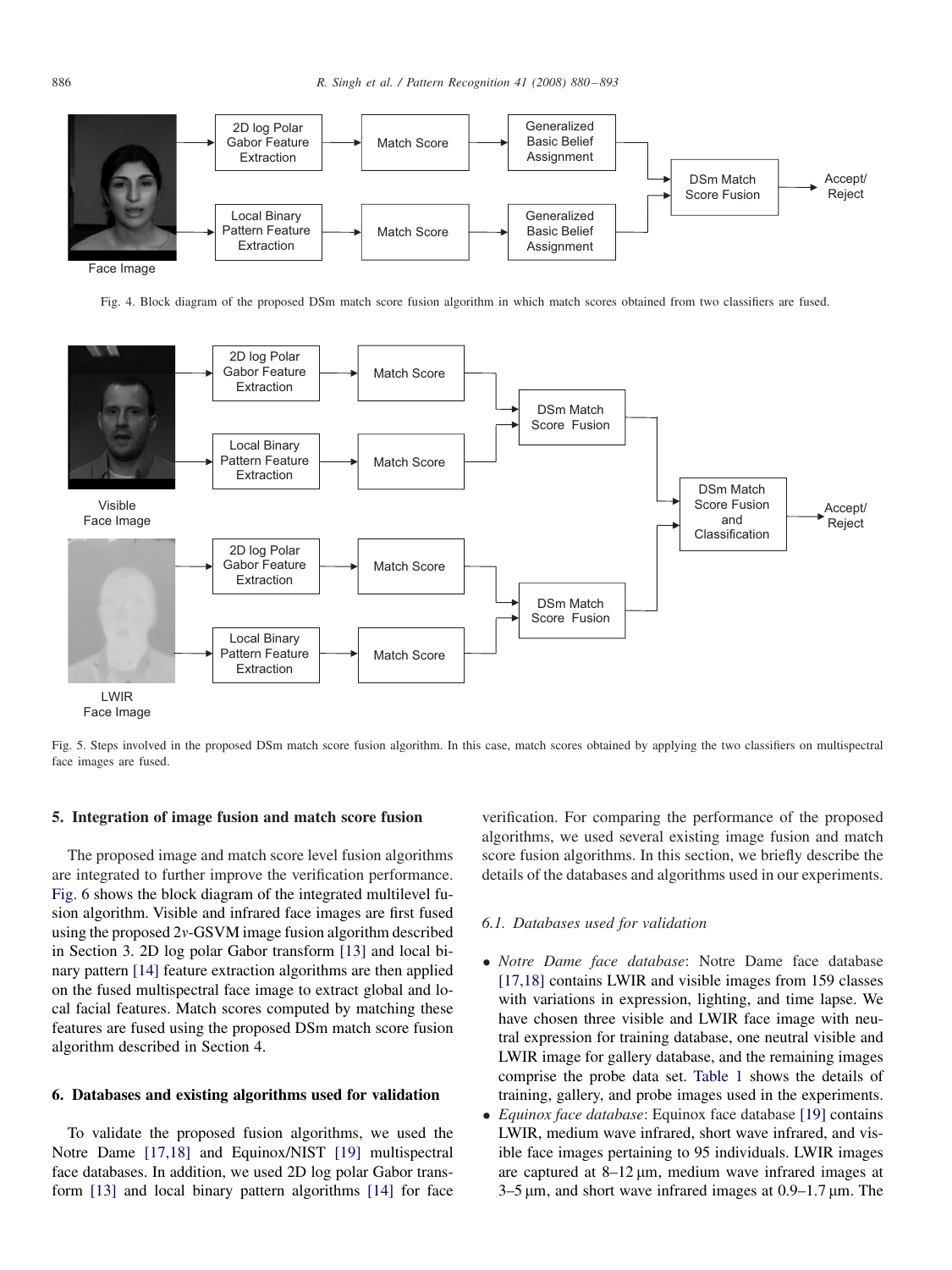Fig. 4. Block diagram of the proposed DSm match score fusion algorithm in which match scores obtained from two classifiers are fused.

Fig. 5. Steps involved in the proposed DSm match score fusion algorithm. In this case, match scores obtained by applying the two classifiers on multispectral face images are fused.

## 5. Integration of image fusion and match score fusion

The proposed image and match score level fusion algorithms are integrated to further improve the verification performance. Fig. 6 shows the block diagram of the integrated multilevel fusion algorithm. Visible and infrared face images are first fused using the proposed $2\nu$-GSVM image fusion algorithm described in Section 3. 2D log polar Gabor transform [13] and local binary pattern [14] feature extraction algorithms are then applied on the fused multispectral face image to extract global and local facial features. Match scores computed by matching these features are fused using the proposed DSm match score fusion algorithm described in Section 4.

## 6. Databases and existing algorithms used for validation

To validate the proposed fusion algorithms, we used the Notre Dame [17,18] and Equinox/NIST [19] multispectral face databases. In addition, we used 2D log polar Gabor transform [13] and local binary pattern algorithms [14] for face verification. For comparing the performance of the proposed algorithms, we used several existing image fusion and match score fusion algorithms. In this section, we briefly describe the details of the databases and algorithms used in our experiments.

### 6.1. Databases used for validation

- *Notre Dame face database*: Notre Dame face database [17,18] contains LWIR and visible images from 159 classes with variations in expression, lighting, and time lapse. We have chosen three visible and LWIR face image with neutral expression for training database, one neutral visible and LWIR image for gallery database, and the remaining images comprise the probe data set. Table 1 shows the details of training, gallery, and probe images used in the experiments.
- *Equinox face database*: Equinox face database [19] contains LWIR, medium wave infrared, short wave infrared, and visible face images pertaining to 95 individuals. LWIR images are captured at 8–12 μm, medium wave infrared images at 3–5 μm, and short wave infrared images at 0.9–1.7 μm. The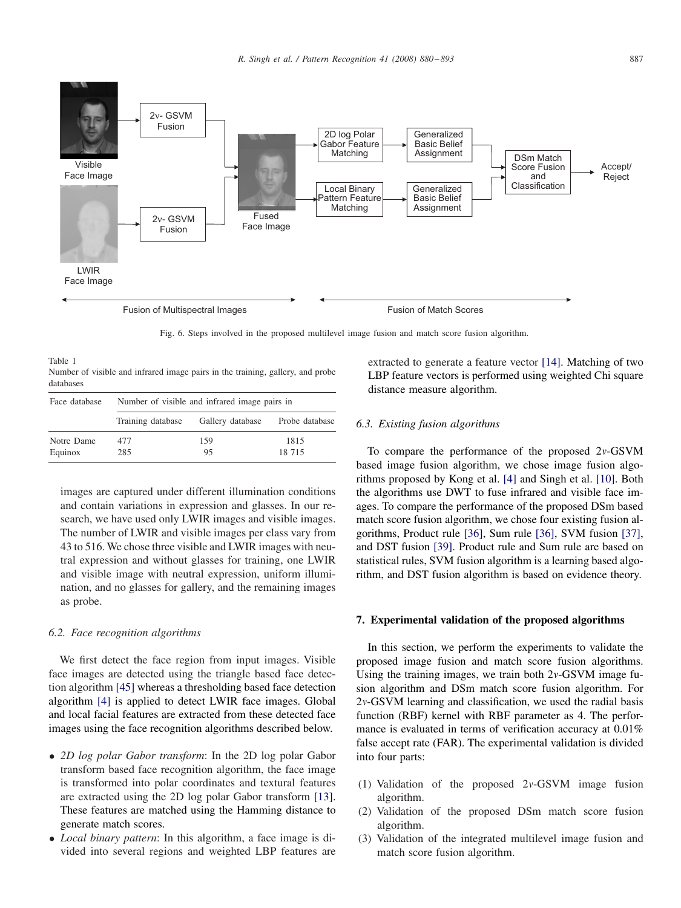Fig. 6. Steps involved in the proposed multilevel image fusion and match score fusion algorithm.

Table 1
Number of visible and infrared image pairs in the training, gallery, and probe databases

| Face database | Number of visible and infrared image pairs in | | |
|---|---|---|---|
| | Training database | Gallery database | Probe database |
| Notre Dame | 477 | 159 | 1815 |
| Equinox | 285 | 95 | 18 715 |

images are captured under different illumination conditions and contain variations in expression and glasses. In our research, we have used only LWIR images and visible images. The number of LWIR and visible images per class vary from 43 to 516. We chose three visible and LWIR images with neutral expression and without glasses for training, one LWIR and visible image with neutral expression, uniform illumination, and no glasses for gallery, and the remaining images as probe.

### 6.2. Face recognition algorithms

We first detect the face region from input images. Visible face images are detected using the triangle based face detection algorithm [45] whereas a thresholding based face detection algorithm [4] is applied to detect LWIR face images. Global and local facial features are extracted from these detected face images using the face recognition algorithms described below.

- *2D log polar Gabor transform*: In the 2D log polar Gabor transform based face recognition algorithm, the face image is transformed into polar coordinates and textural features are extracted using the 2D log polar Gabor transform [13]. These features are matched using the Hamming distance to generate match scores.
- *Local binary pattern*: In this algorithm, a face image is divided into several regions and weighted LBP features are extracted to generate a feature vector [14]. Matching of two LBP feature vectors is performed using weighted Chi square distance measure algorithm.

### 6.3. Existing fusion algorithms

To compare the performance of the proposed $2\nu$-GSVM based image fusion algorithm, we chose image fusion algorithms proposed by Kong et al. [4] and Singh et al. [10]. Both the algorithms use DWT to fuse infrared and visible face images. To compare the performance of the proposed DSm based match score fusion algorithm, we chose four existing fusion algorithms, Product rule [36], Sum rule [36], SVM fusion [37], and DST fusion [39]. Product rule and Sum rule are based on statistical rules, SVM fusion algorithm is a learning based algorithm, and DST fusion algorithm is based on evidence theory.

## 7. Experimental validation of the proposed algorithms

In this section, we perform the experiments to validate the proposed image fusion and match score fusion algorithms. Using the training images, we train both $2\nu$-GSVM image fusion algorithm and DSm match score fusion algorithm. For $2\nu$-GSVM learning and classification, we used the radial basis function (RBF) kernel with RBF parameter as 4. The performance is evaluated in terms of verification accuracy at 0.01% false accept rate (FAR). The experimental validation is divided into four parts:

(1) Validation of the proposed $2\nu$-GSVM image fusion algorithm.
(2) Validation of the proposed DSm match score fusion algorithm.
(3) Validation of the integrated multilevel image fusion and match score fusion algorithm.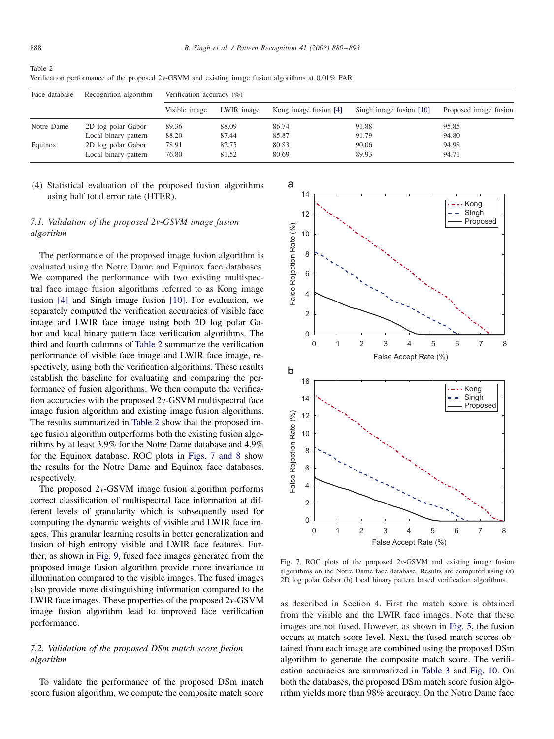Table 2
Verification performance of the proposed 2$\nu$-GSVM and existing image fusion algorithms at 0.01% FAR

| Face database | Recognition algorithm | Verification accuracy (%) | | | | |
|---|---|---|---|---|---|---|
| | | Visible image | LWIR image | Kong image fusion [4] | Singh image fusion [10] | Proposed image fusion |
| Notre Dame | 2D log polar Gabor | 89.36 | 88.09 | 86.74 | 91.88 | 95.85 |
| | Local binary pattern | 88.20 | 87.44 | 85.87 | 91.79 | 94.80 |
| Equinox | 2D log polar Gabor | 78.91 | 82.75 | 80.83 | 90.06 | 94.98 |
| | Local binary pattern | 76.80 | 81.52 | 80.69 | 89.93 | 94.71 |

(4) Statistical evaluation of the proposed fusion algorithms using half total error rate (HTER).

### 7.1. Validation of the proposed 2$\nu$-GSVM image fusion algorithm

The performance of the proposed image fusion algorithm is evaluated using the Notre Dame and Equinox face databases. We compared the performance with two existing multispectral face image fusion algorithms referred to as Kong image fusion [4] and Singh image fusion [10]. For evaluation, we separately computed the verification accuracies of visible face image and LWIR face image using both 2D log polar Gabor and local binary pattern face verification algorithms. The third and fourth columns of Table 2 summarize the verification performance of visible face image and LWIR face image, respectively, using both the verification algorithms. These results establish the baseline for evaluating and comparing the performance of fusion algorithms. We then compute the verification accuracies with the proposed 2$\nu$-GSVM multispectral face image fusion algorithm and existing image fusion algorithms. The results summarized in Table 2 show that the proposed image fusion algorithm outperforms both the existing fusion algorithms by at least 3.9% for the Notre Dame database and 4.9% for the Equinox database. ROC plots in Figs. 7 and 8 show the results for the Notre Dame and Equinox face databases, respectively.

The proposed 2$\nu$-GSVM image fusion algorithm performs correct classification of multispectral face information at different levels of granularity which is subsequently used for computing the dynamic weights of visible and LWIR face images. This granular learning results in better generalization and fusion of high entropy visible and LWIR face features. Further, as shown in Fig. 9, fused face images generated from the proposed image fusion algorithm provide more invariance to illumination compared to the visible images. The fused images also provide more distinguishing information compared to the LWIR face images. These properties of the proposed 2$\nu$-GSVM image fusion algorithm lead to improved face verification performance.

### 7.2. Validation of the proposed DSm match score fusion algorithm

To validate the performance of the proposed DSm match score fusion algorithm, we compute the composite match score as described in Section 4. First the match score is obtained from the visible and the LWIR face images. Note that these images are not fused. However, as shown in Fig. 5, the fusion occurs at match score level. Next, the fused match scores obtained from each image are combined using the proposed DSm algorithm to generate the composite match score. The verification accuracies are summarized in Table 3 and Fig. 10. On both the databases, the proposed DSm match score fusion algorithm yields more than 98% accuracy. On the Notre Dame face

Fig. 7. ROC plots of the proposed 2$\nu$-GSVM and existing image fusion algorithms on the Notre Dame face database. Results are computed using (a) 2D log polar Gabor (b) local binary pattern based verification algorithms.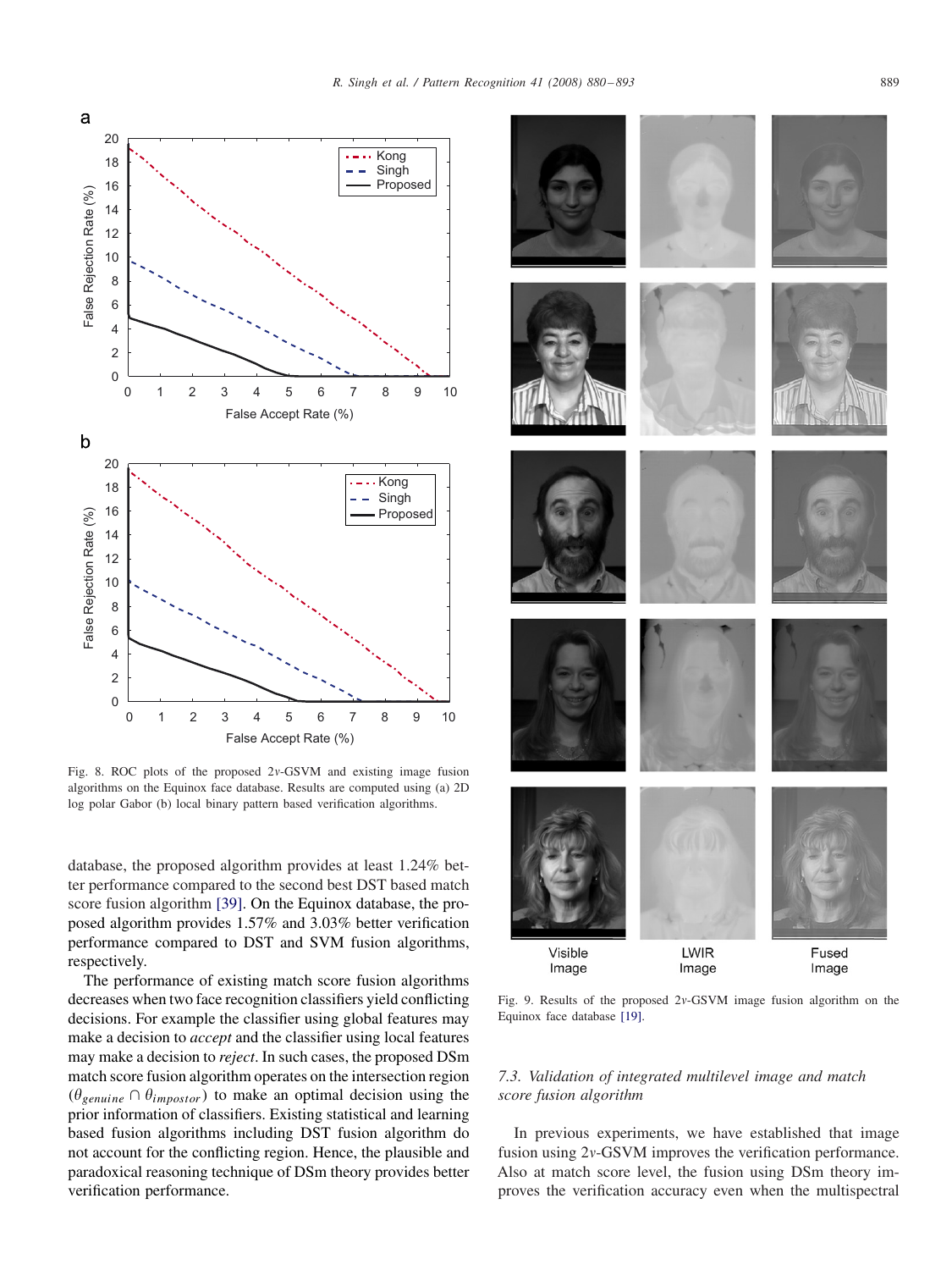Fig. 8. ROC plots of the proposed 2$\nu$-GSVM and existing image fusion algorithms on the Equinox face database. Results are computed using (a) 2D log polar Gabor (b) local binary pattern based verification algorithms.

database, the proposed algorithm provides at least 1.24% better performance compared to the second best DST based match score fusion algorithm [39]. On the Equinox database, the proposed algorithm provides 1.57% and 3.03% better verification performance compared to DST and SVM fusion algorithms, respectively.

The performance of existing match score fusion algorithms decreases when two face recognition classifiers yield conflicting decisions. For example the classifier using global features may make a decision to *accept* and the classifier using local features may make a decision to *reject*. In such cases, the proposed DSm match score fusion algorithm operates on the intersection region ($\theta_{genuine} \cap \theta_{impostor}$) to make an optimal decision using the prior information of classifiers. Existing statistical and learning based fusion algorithms including DST fusion algorithm do not account for the conflicting region. Hence, the plausible and paradoxical reasoning technique of DSm theory provides better verification performance.

Fig. 9. Results of the proposed 2$\nu$-GSVM image fusion algorithm on the Equinox face database [19].

### 7.3. Validation of integrated multilevel image and match score fusion algorithm

In previous experiments, we have established that image fusion using 2$\nu$-GSVM improves the verification performance. Also at match score level, the fusion using DSm theory improves the verification accuracy even when the multispectral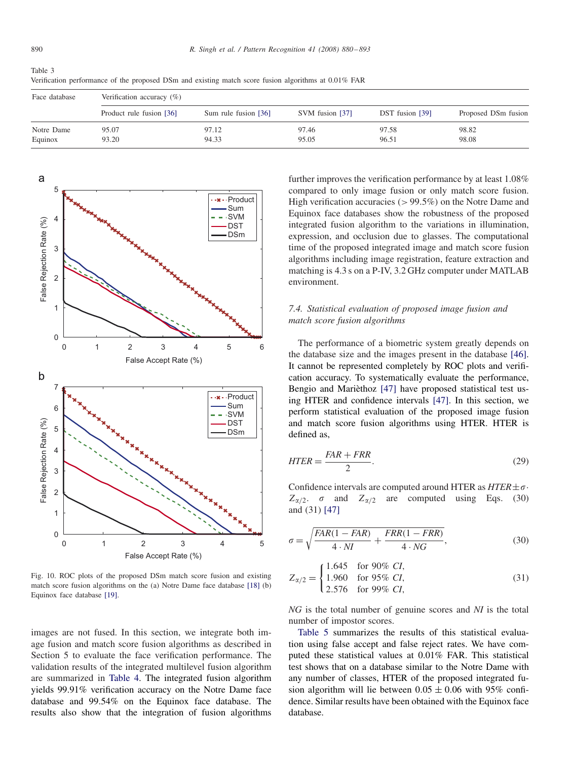Table 3
Verification performance of the proposed DSm and existing match score fusion algorithms at 0.01% FAR

| Face database | Verification accuracy (%) | | | | |
|---|---|---|---|---|---|
| | Product rule fusion [36] | Sum rule fusion [36] | SVM fusion [37] | DST fusion [39] | Proposed DSm fusion |
| Notre Dame | 95.07 | 97.12 | 97.46 | 97.58 | 98.82 |
| Equinox | 93.20 | 94.33 | 95.05 | 96.51 | 98.08 |

Fig. 10. ROC plots of the proposed DSm match score fusion and existing match score fusion algorithms on the (a) Notre Dame face database [18] (b) Equinox face database [19].

images are not fused. In this section, we integrate both image fusion and match score fusion algorithms as described in Section 5 to evaluate the face verification performance. The validation results of the integrated multilevel fusion algorithm are summarized in Table 4. The integrated fusion algorithm yields 99.91% verification accuracy on the Notre Dame face database and 99.54% on the Equinox face database. The results also show that the integration of fusion algorithms further improves the verification performance by at least 1.08% compared to only image fusion or only match score fusion. High verification accuracies (> 99.5%) on the Notre Dame and Equinox face databases show the robustness of the proposed integrated fusion algorithm to the variations in illumination, expression, and occlusion due to glasses. The computational time of the proposed integrated image and match score fusion algorithms including image registration, feature extraction and matching is 4.3 s on a P-IV, 3.2 GHz computer under MATLAB environment.

### 7.4. Statistical evaluation of proposed image fusion and match score fusion algorithms

The performance of a biometric system greatly depends on the database size and the images present in the database [46]. It cannot be represented completely by ROC plots and verification accuracy. To systematically evaluate the performance, Bengio and Marièthoz [47] have proposed statistical test using HTER and confidence intervals [47]. In this section, we perform statistical evaluation of the proposed image fusion and match score fusion algorithms using HTER. HTER is defined as,

$$HTER = \frac{FAR + FRR}{2}. \tag{29}$$

Confidence intervals are computed around HTER as $HTER \pm \sigma \cdot Z_{\alpha/2}$. $\sigma$ and $Z_{\alpha/2}$ are computed using Eqs. (30) and (31) [47]

$$\sigma = \sqrt{\frac{FAR(1-FAR)}{4 \cdot NI} + \frac{FRR(1-FRR)}{4 \cdot NG}}, \tag{30}$$

$$Z_{\alpha/2} = \begin{cases} 1.645 & \text{for } 90\% \ CI, \\ 1.960 & \text{for } 95\% \ CI, \\ 2.576 & \text{for } 99\% \ CI, \end{cases} \tag{31}$$

$NG$ is the total number of genuine scores and $NI$ is the total number of impostor scores.

Table 5 summarizes the results of this statistical evaluation using false accept and false reject rates. We have computed these statistical values at 0.01% FAR. This statistical test shows that on a database similar to the Notre Dame with any number of classes, HTER of the proposed integrated fusion algorithm will lie between $0.05 \pm 0.06$ with 95% confidence. Similar results have been obtained with the Equinox face database.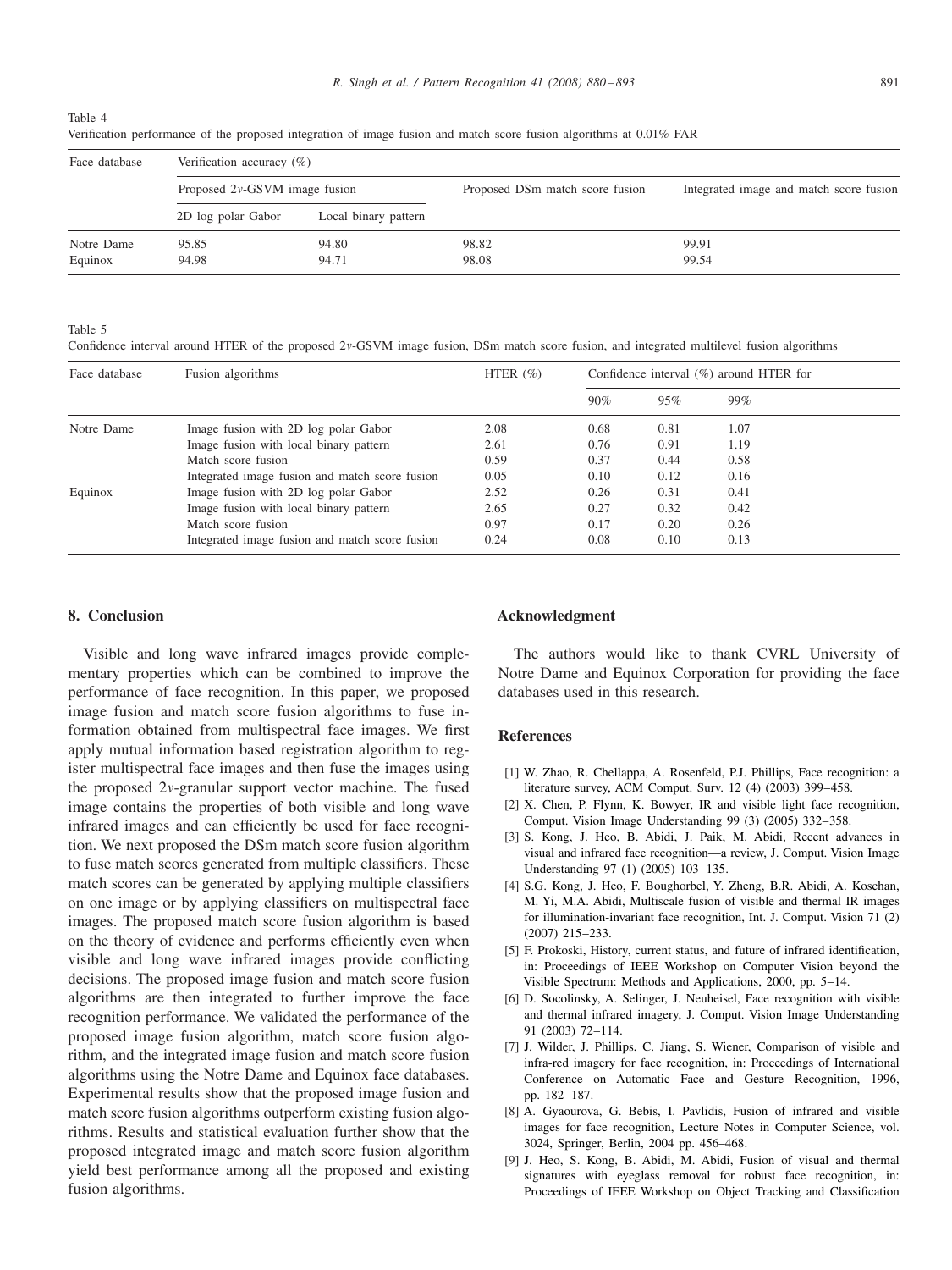Table 4
Verification performance of the proposed integration of image fusion and match score fusion algorithms at 0.01% FAR

| Face database | Verification accuracy (%) | | | |
|---|---|---|---|---|
| | Proposed 2$\nu$-GSVM image fusion | | Proposed DSm match score fusion | Integrated image and match score fusion |
| | 2D log polar Gabor | Local binary pattern | | |
| Notre Dame | 95.85 | 94.80 | 98.82 | 99.91 |
| Equinox | 94.98 | 94.71 | 98.08 | 99.54 |

Table 5
Confidence interval around HTER of the proposed 2$\nu$-GSVM image fusion, DSm match score fusion, and integrated multilevel fusion algorithms

| Face database | Fusion algorithms | HTER (%) | Confidence interval (%) around HTER for | | |
|---|---|---|---|---|---|
| | | | 90% | 95% | 99% |
| Notre Dame | Image fusion with 2D log polar Gabor | 2.08 | 0.68 | 0.81 | 1.07 |
| | Image fusion with local binary pattern | 2.61 | 0.76 | 0.91 | 1.19 |
| | Match score fusion | 0.59 | 0.37 | 0.44 | 0.58 |
| | Integrated image fusion and match score fusion | 0.05 | 0.10 | 0.12 | 0.16 |
| Equinox | Image fusion with 2D log polar Gabor | 2.52 | 0.26 | 0.31 | 0.41 |
| | Image fusion with local binary pattern | 2.65 | 0.27 | 0.32 | 0.42 |
| | Match score fusion | 0.97 | 0.17 | 0.20 | 0.26 |
| | Integrated image fusion and match score fusion | 0.24 | 0.08 | 0.10 | 0.13 |

## 8. Conclusion

Visible and long wave infrared images provide complementary properties which can be combined to improve the performance of face recognition. In this paper, we proposed image fusion and match score fusion algorithms to fuse information obtained from multispectral face images. We first apply mutual information based registration algorithm to register multispectral face images and then fuse the images using the proposed 2$\nu$-granular support vector machine. The fused image contains the properties of both visible and long wave infrared images and can efficiently be used for face recognition. We next proposed the DSm match score fusion algorithm to fuse match scores generated from multiple classifiers. These match scores can be generated by applying multiple classifiers on one image or by applying classifiers on multispectral face images. The proposed match score fusion algorithm is based on the theory of evidence and performs efficiently even when visible and long wave infrared images provide conflicting decisions. The proposed image fusion and match score fusion algorithms are then integrated to further improve the face recognition performance. We validated the performance of the proposed image fusion algorithm, match score fusion algorithm, and the integrated image fusion and match score fusion algorithms using the Notre Dame and Equinox face databases. Experimental results show that the proposed image fusion and match score fusion algorithms outperform existing fusion algorithms. Results and statistical evaluation further show that the proposed integrated image and match score fusion algorithm yield best performance among all the proposed and existing fusion algorithms.

## Acknowledgment

The authors would like to thank CVRL University of Notre Dame and Equinox Corporation for providing the face databases used in this research.

## References

[1] W. Zhao, R. Chellappa, A. Rosenfeld, P.J. Phillips, Face recognition: a literature survey, ACM Comput. Surv. 12 (4) (2003) 399–458.

[2] X. Chen, P. Flynn, K. Bowyer, IR and visible light face recognition, Comput. Vision Image Understanding 99 (3) (2005) 332–358.

[3] S. Kong, J. Heo, B. Abidi, J. Paik, M. Abidi, Recent advances in visual and infrared face recognition—a review, J. Comput. Vision Image Understanding 97 (1) (2005) 103–135.

[4] S.G. Kong, J. Heo, F. Boughorbel, Y. Zheng, B.R. Abidi, A. Koschan, M. Yi, M.A. Abidi, Multiscale fusion of visible and thermal IR images for illumination-invariant face recognition, Int. J. Comput. Vision 71 (2) (2007) 215–233.

[5] F. Prokoski, History, current status, and future of infrared identification, in: Proceedings of IEEE Workshop on Computer Vision beyond the Visible Spectrum: Methods and Applications, 2000, pp. 5–14.

[6] D. Socolinsky, A. Selinger, J. Neuheisel, Face recognition with visible and thermal infrared imagery, J. Comput. Vision Image Understanding 91 (2003) 72–114.

[7] J. Wilder, J. Phillips, C. Jiang, S. Wiener, Comparison of visible and infra-red imagery for face recognition, in: Proceedings of International Conference on Automatic Face and Gesture Recognition, 1996, pp. 182–187.

[8] A. Gyaourova, G. Bebis, I. Pavlidis, Fusion of infrared and visible images for face recognition, Lecture Notes in Computer Science, vol. 3024, Springer, Berlin, 2004 pp. 456–468.

[9] J. Heo, S. Kong, B. Abidi, M. Abidi, Fusion of visual and thermal signatures with eyeglass removal for robust face recognition, in: Proceedings of IEEE Workshop on Object Tracking and Classification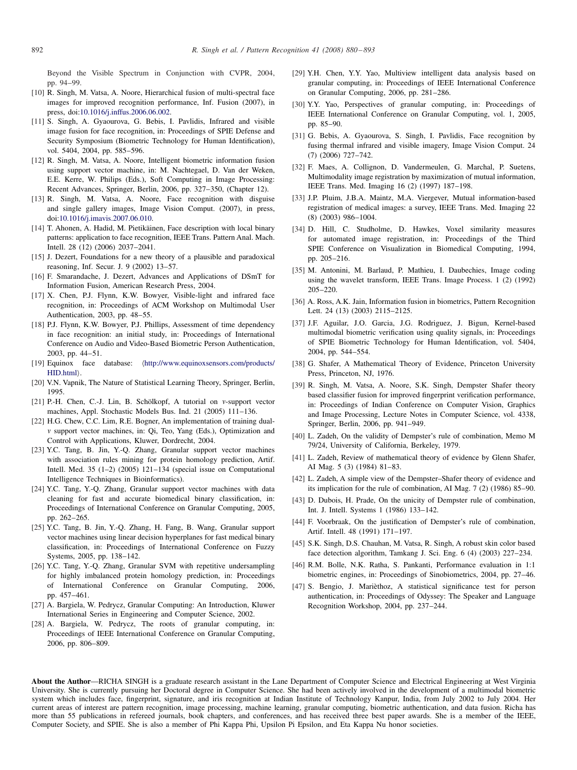Beyond the Visible Spectrum in Conjunction with CVPR, 2004, pp. 94–99.

[10] R. Singh, M. Vatsa, A. Noore, Hierarchical fusion of multi-spectral face images for improved recognition performance, Inf. Fusion (2007), in press, doi:10.1016/j.inffus.2006.06.002.

[11] S. Singh, A. Gyaourova, G. Bebis, I. Pavlidis, Infrared and visible image fusion for face recognition, in: Proceedings of SPIE Defense and Security Symposium (Biometric Technology for Human Identification), vol. 5404, 2004, pp. 585–596.

[12] R. Singh, M. Vatsa, A. Noore, Intelligent biometric information fusion using support vector machine, in: M. Nachtegael, D. Van der Weken, E.E. Kerre, W. Philips (Eds.), Soft Computing in Image Processing: Recent Advances, Springer, Berlin, 2006, pp. 327–350, (Chapter 12).

[13] R. Singh, M. Vatsa, A. Noore, Face recognition with disguise and single gallery images, Image Vision Comput. (2007), in press, doi:10.1016/j.imavis.2007.06.010.

[14] T. Ahonen, A. Hadid, M. Pietikäinen, Face description with local binary patterns: application to face recognition, IEEE Trans. Pattern Anal. Mach. Intell. 28 (12) (2006) 2037–2041.

[15] J. Dezert, Foundations for a new theory of a plausible and paradoxical reasoning, Inf. Secur. J. 9 (2002) 13–57.

[16] F. Smarandache, J. Dezert, Advances and Applications of DSmT for Information Fusion, American Research Press, 2004.

[17] X. Chen, P.J. Flynn, K.W. Bowyer, Visible-light and infrared face recognition, in: Proceedings of ACM Workshop on Multimodal User Authentication, 2003, pp. 48–55.

[18] P.J. Flynn, K.W. Bowyer, P.J. Phillips, Assessment of time dependency in face recognition: an initial study, in: Proceedings of International Conference on Audio and Video-Based Biometric Person Authentication, 2003, pp. 44–51.

[19] Equinox face database: ⟨http://www.equinoxsensors.com/products/HID.html⟩.

[20] V.N. Vapnik, The Nature of Statistical Learning Theory, Springer, Berlin, 1995.

[21] P.-H. Chen, C.-J. Lin, B. Schölkopf, A tutorial on $\nu$-support vector machines, Appl. Stochastic Models Bus. Ind. 21 (2005) 111–136.

[22] H.G. Chew, C.C. Lim, R.E. Bogner, An implementation of training dual-$\nu$ support vector machines, in: Qi, Teo, Yang (Eds.), Optimization and Control with Applications, Kluwer, Dordrecht, 2004.

[23] Y.C. Tang, B. Jin, Y.-Q. Zhang, Granular support vector machines with association rules mining for protein homology prediction, Artif. Intell. Med. 35 (1–2) (2005) 121–134 (special issue on Computational Intelligence Techniques in Bioinformatics).

[24] Y.C. Tang, Y.-Q. Zhang, Granular support vector machines with data cleaning for fast and accurate biomedical binary classification, in: Proceedings of International Conference on Granular Computing, 2005, pp. 262–265.

[25] Y.C. Tang, B. Jin, Y.-Q. Zhang, H. Fang, B. Wang, Granular support vector machines using linear decision hyperplanes for fast medical binary classification, in: Proceedings of International Conference on Fuzzy Systems, 2005, pp. 138–142.

[26] Y.C. Tang, Y.-Q. Zhang, Granular SVM with repetitive undersampling for highly imbalanced protein homology prediction, in: Proceedings of International Conference on Granular Computing, 2006, pp. 457–461.

[27] A. Bargiela, W. Pedrycz, Granular Computing: An Introduction, Kluwer International Series in Engineering and Computer Science, 2002.

[28] A. Bargiela, W. Pedrycz, The roots of granular computing, in: Proceedings of IEEE International Conference on Granular Computing, 2006, pp. 806–809.

[29] Y.H. Chen, Y.Y. Yao, Multiview intelligent data analysis based on granular computing, in: Proceedings of IEEE International Conference on Granular Computing, 2006, pp. 281–286.

[30] Y.Y. Yao, Perspectives of granular computing, in: Proceedings of IEEE International Conference on Granular Computing, vol. 1, 2005, pp. 85–90.

[31] G. Bebis, A. Gyaourova, S. Singh, I. Pavlidis, Face recognition by fusing thermal infrared and visible imagery, Image Vision Comput. 24 (7) (2006) 727–742.

[32] F. Maes, A. Collignon, D. Vandermeulen, G. Marchal, P. Suetens, Multimodality image registration by maximization of mutual information, IEEE Trans. Med. Imaging 16 (2) (1997) 187–198.

[33] J.P. Pluim, J.B.A. Maintz, M.A. Viergever, Mutual information-based registration of medical images: a survey, IEEE Trans. Med. Imaging 22 (8) (2003) 986–1004.

[34] D. Hill, C. Studholme, D. Hawkes, Voxel similarity measures for automated image registration, in: Proceedings of the Third SPIE Conference on Visualization in Biomedical Computing, 1994, pp. 205–216.

[35] M. Antonini, M. Barlaud, P. Mathieu, I. Daubechies, Image coding using the wavelet transform, IEEE Trans. Image Process. 1 (2) (1992) 205–220.

[36] A. Ross, A.K. Jain, Information fusion in biometrics, Pattern Recognition Lett. 24 (13) (2003) 2115–2125.

[37] J.F. Aguilar, J.O. Garcia, J.G. Rodriguez, J. Bigun, Kernel-based multimodal biometric verification using quality signals, in: Proceedings of SPIE Biometric Technology for Human Identification, vol. 5404, 2004, pp. 544–554.

[38] G. Shafer, A Mathematical Theory of Evidence, Princeton University Press, Princeton, NJ, 1976.

[39] R. Singh, M. Vatsa, A. Noore, S.K. Singh, Dempster Shafer theory based classifier fusion for improved fingerprint verification performance, in: Proceedings of Indian Conference on Computer Vision, Graphics and Image Processing, Lecture Notes in Computer Science, vol. 4338, Springer, Berlin, 2006, pp. 941–949.

[40] L. Zadeh, On the validity of Dempster's rule of combination, Memo M 79/24, University of California, Berkeley, 1979.

[41] L. Zadeh, Review of mathematical theory of evidence by Glenn Shafer, AI Mag. 5 (3) (1984) 81–83.

[42] L. Zadeh, A simple view of the Dempster–Shafer theory of evidence and its implication for the rule of combination, AI Mag. 7 (2) (1986) 85–90.

[43] D. Dubois, H. Prade, On the unicity of Dempster rule of combination, Int. J. Intell. Systems 1 (1986) 133–142.

[44] F. Voorbraak, On the justification of Dempster's rule of combination, Artif. Intell. 48 (1991) 171–197.

[45] S.K. Singh, D.S. Chauhan, M. Vatsa, R. Singh, A robust skin color based face detection algorithm, Tamkang J. Sci. Eng. 6 (4) (2003) 227–234.

[46] R.M. Bolle, N.K. Ratha, S. Pankanti, Performance evaluation in 1:1 biometric engines, in: Proceedings of Sinobiometrics, 2004, pp. 27–46.

[47] S. Bengio, J. Marièthoz, A statistical significance test for person authentication, in: Proceedings of Odyssey: The Speaker and Language Recognition Workshop, 2004, pp. 237–244.

**About the Author**—RICHA SINGH is a graduate research assistant in the Lane Department of Computer Science and Electrical Engineering at West Virginia University. She is currently pursuing her Doctoral degree in Computer Science. She had been actively involved in the development of a multimodal biometric system which includes face, fingerprint, signature, and iris recognition at Indian Institute of Technology Kanpur, India, from July 2002 to July 2004. Her current areas of interest are pattern recognition, image processing, machine learning, granular computing, biometric authentication, and data fusion. Richa has more than 55 publications in refereed journals, book chapters, and conferences, and has received three best paper awards. She is a member of the IEEE, Computer Society, and SPIE. She is also a member of Phi Kappa Phi, Upsilon Pi Epsilon, and Eta Kappa Nu honor societies.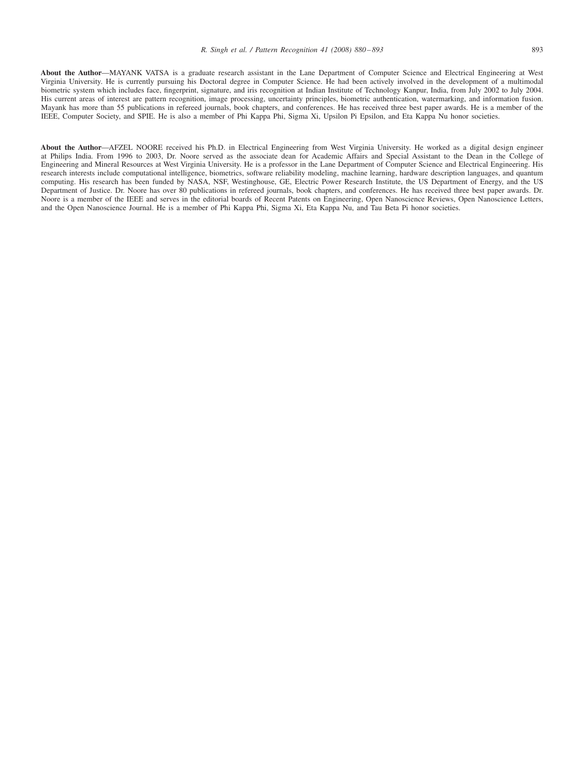**About the Author**—MAYANK VATSA is a graduate research assistant in the Lane Department of Computer Science and Electrical Engineering at West Virginia University. He is currently pursuing his Doctoral degree in Computer Science. He had been actively involved in the development of a multimodal biometric system which includes face, fingerprint, signature, and iris recognition at Indian Institute of Technology Kanpur, India, from July 2002 to July 2004. His current areas of interest are pattern recognition, image processing, uncertainty principles, biometric authentication, watermarking, and information fusion. Mayank has more than 55 publications in refereed journals, book chapters, and conferences. He has received three best paper awards. He is a member of the IEEE, Computer Society, and SPIE. He is also a member of Phi Kappa Phi, Sigma Xi, Upsilon Pi Epsilon, and Eta Kappa Nu honor societies.

**About the Author**—AFZEL NOORE received his Ph.D. in Electrical Engineering from West Virginia University. He worked as a digital design engineer at Philips India. From 1996 to 2003, Dr. Noore served as the associate dean for Academic Affairs and Special Assistant to the Dean in the College of Engineering and Mineral Resources at West Virginia University. He is a professor in the Lane Department of Computer Science and Electrical Engineering. His research interests include computational intelligence, biometrics, software reliability modeling, machine learning, hardware description languages, and quantum computing. His research has been funded by NASA, NSF, Westinghouse, GE, Electric Power Research Institute, the US Department of Energy, and the US Department of Justice. Dr. Noore has over 80 publications in refereed journals, book chapters, and conferences. He has received three best paper awards. Dr. Noore is a member of the IEEE and serves in the editorial boards of Recent Patents on Engineering, Open Nanoscience Reviews, Open Nanoscience Letters, and the Open Nanoscience Journal. He is a member of Phi Kappa Phi, Sigma Xi, Eta Kappa Nu, and Tau Beta Pi honor societies.